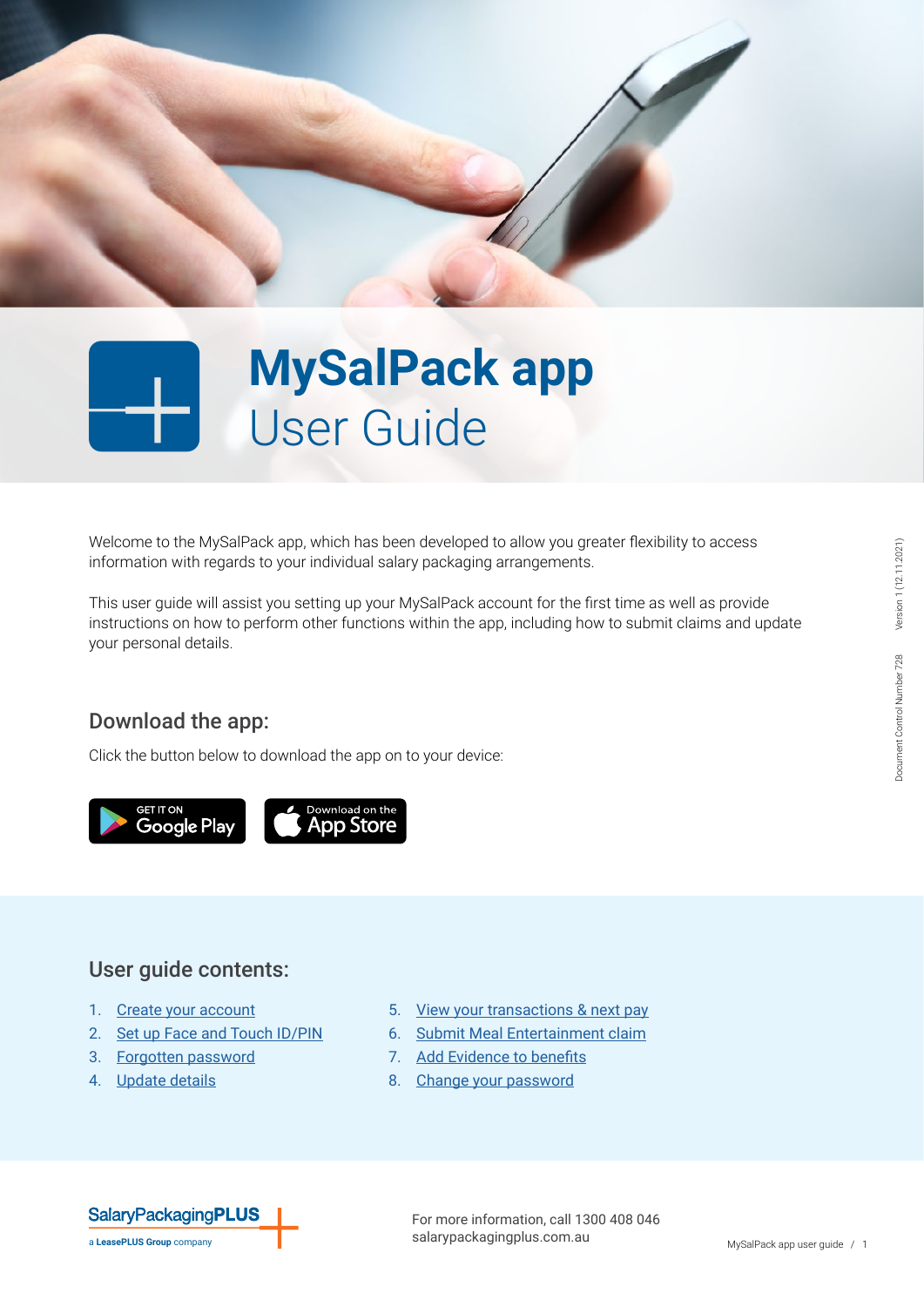# MySalPack app
## User Guide

Welcome to the MySalPack app, which has been developed to allow you greater flexibility to access information with regards to your individual salary packaging arrangements.

This user guide will assist you setting up your MySalPack account for the first time as well as provide instructions on how to perform other functions within the app, including how to submit claims and update your personal details.

### Download the app:

Click the button below to download the app on to your device:

GET IT ON Google Play    Download on the App Store

### User guide contents:

1. Create your account
2. Set up Face and Touch ID/PIN
3. Forgotten password
4. Update details
5. View your transactions & next pay
6. Submit Meal Entertainment claim
7. Add Evidence to benefits
8. Change your password

Document Control Number 728    Version 1 (12.11.2021)

SalaryPackagingPLUS
a LeasePLUS Group company

For more information, call 1300 408 046
salarypackagingplus.com.au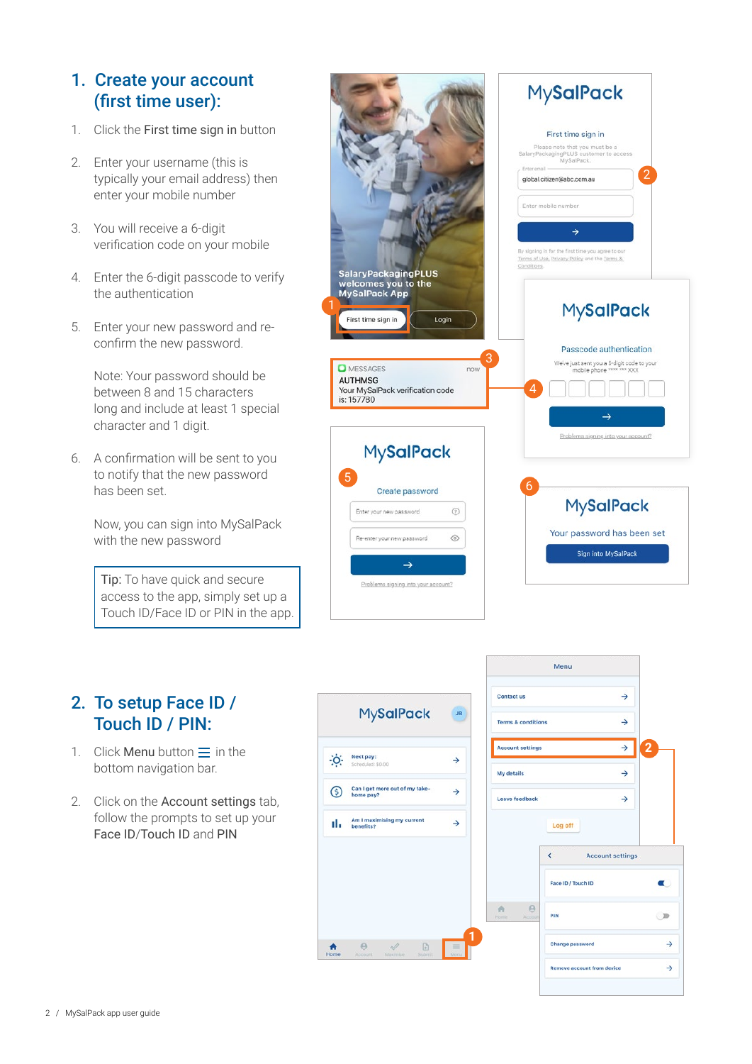## 1. Create your account (first time user):

1. Click the First time sign in button
2. Enter your username (this is typically your email address) then enter your mobile number
3. You will receive a 6-digit verification code on your mobile
4. Enter the 6-digit passcode to verify the authentication
5. Enter your new password and re-confirm the new password.

   Note: Your password should be between 8 and 15 characters long and include at least 1 special character and 1 digit.
6. A confirmation will be sent to you to notify that the new password has been set.

   Now, you can sign into MySalPack with the new password

> Tip: To have quick and secure access to the app, simply set up a Touch ID/Face ID or PIN in the app.

## 2. To setup Face ID / Touch ID / PIN:

1. Click Menu button ☰ in the bottom navigation bar.
2. Click on the Account settings tab, follow the prompts to set up your Face ID/Touch ID and PIN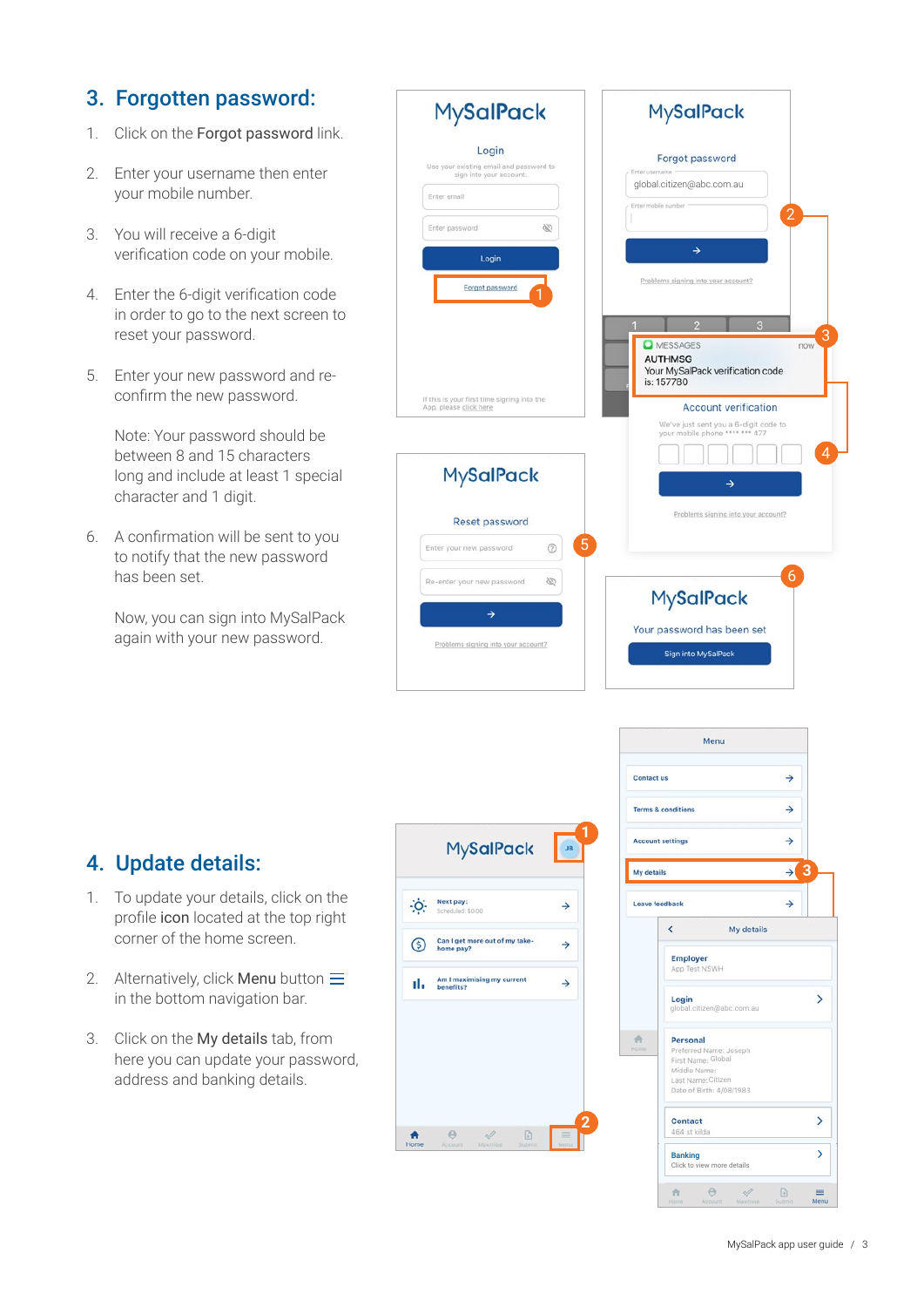## 3. Forgotten password:

1. Click on the **Forgot password** link.
2. Enter your username then enter your mobile number.
3. You will receive a 6-digit verification code on your mobile.
4. Enter the 6-digit verification code in order to go to the next screen to reset your password.
5. Enter your new password and re-confirm the new password.

   Note: Your password should be between 8 and 15 characters long and include at least 1 special character and 1 digit.
6. A confirmation will be sent to you to notify that the new password has been set.

   Now, you can sign into MySalPack again with your new password.

## 4. Update details:

1. To update your details, click on the profile **icon** located at the top right corner of the home screen.
2. Alternatively, click **Menu** button ☰ in the bottom navigation bar.
3. Click on the **My details** tab, from here you can update your password, address and banking details.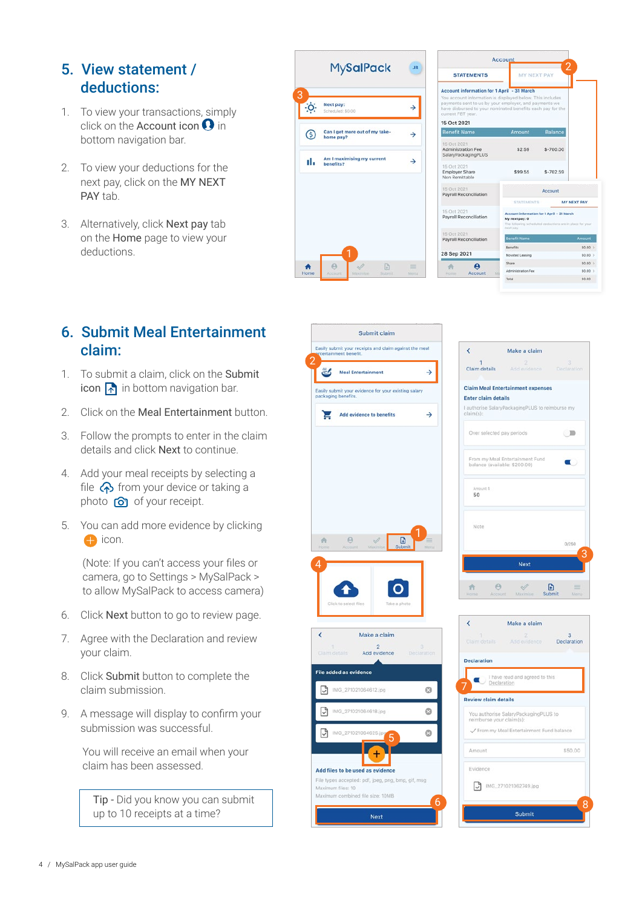## 5. View statement / deductions:

1. To view your transactions, simply click on the Account icon in bottom navigation bar.
2. To view your deductions for the next pay, click on the MY NEXT PAY tab.
3. Alternatively, click **Next pay** tab on the **Home** page to view your deductions.

## 6. Submit Meal Entertainment claim:

1. To submit a claim, click on the **Submit icon** in bottom navigation bar.
2. Click on the **Meal Entertainment** button.
3. Follow the prompts to enter in the claim details and click **Next** to continue.
4. Add your meal receipts by selecting a file from your device or taking a photo of your receipt.
5. You can add more evidence by clicking icon.

   (Note: If you can't access your files or camera, go to Settings > MySalPack > to allow MySalPack to access camera)

6. Click **Next** button to go to review page.
7. Agree with the Declaration and review your claim.
8. Click **Submit** button to complete the claim submission.
9. A message will display to confirm your submission was successful.

   You will receive an email when your claim has been assessed.

> Tip - Did you know you can submit up to 10 receipts at a time?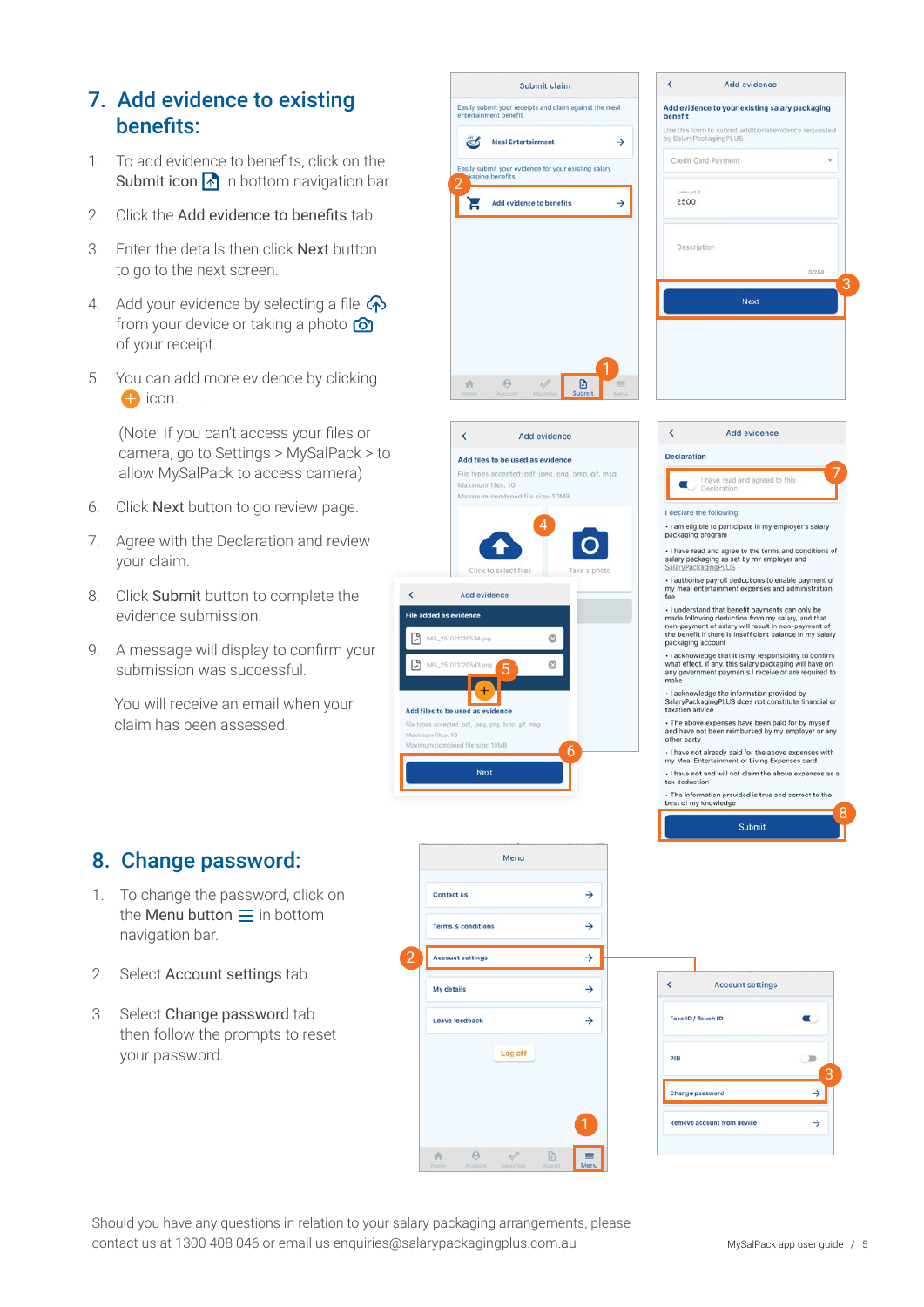## 7. Add evidence to existing benefits:

1. To add evidence to benefits, click on the **Submit icon** in bottom navigation bar.
2. Click the **Add evidence to benefits** tab.
3. Enter the details then click **Next** button to go to the next screen.
4. Add your evidence by selecting a file from your device or taking a photo of your receipt.
5. You can add more evidence by clicking icon.

   (Note: If you can't access your files or camera, go to Settings > MySalPack > to allow MySalPack to access camera)
6. Click **Next** button to go review page.
7. Agree with the Declaration and review your claim.
8. Click **Submit** button to complete the evidence submission.
9. A message will display to confirm your submission was successful.

   You will receive an email when your claim has been assessed.

## 8. Change password:

1. To change the password, click on the **Menu button** in bottom navigation bar.
2. Select **Account settings** tab.
3. Select **Change password** tab then follow the prompts to reset your password.

Should you have any questions in relation to your salary packaging arrangements, please contact us at 1300 408 046 or email us enquiries@salarypackagingplus.com.au